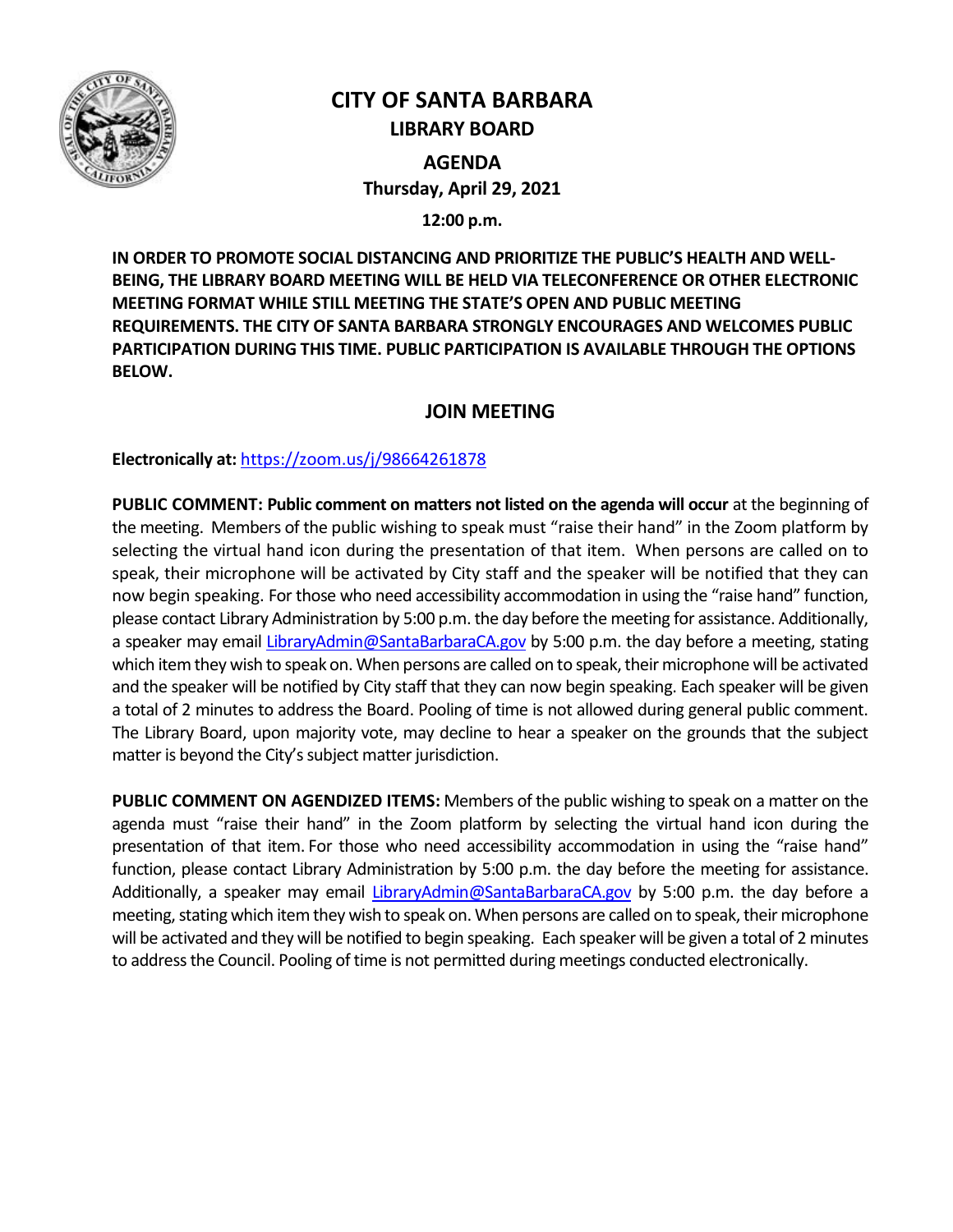# CITY OF SANTA BARBARA

## LIBRARY BOARD

## AGENDA

**Thursday, April 29, 2021**

**12:00 p.m.**

**IN ORDER TO PROMOTE SOCIAL DISTANCING AND PRIORITIZE THE PUBLIC'S HEALTH AND WELL-BEING, THE LIBRARY BOARD MEETING WILL BE HELD VIA TELECONFERENCE OR OTHER ELECTRONIC MEETING FORMAT WHILE STILL MEETING THE STATE'S OPEN AND PUBLIC MEETING REQUIREMENTS. THE CITY OF SANTA BARBARA STRONGLY ENCOURAGES AND WELCOMES PUBLIC PARTICIPATION DURING THIS TIME. PUBLIC PARTICIPATION IS AVAILABLE THROUGH THE OPTIONS BELOW.**

## JOIN MEETING

**Electronically at:** https://zoom.us/j/98664261878

**PUBLIC COMMENT: Public comment on matters not listed on the agenda will occur** at the beginning of the meeting. Members of the public wishing to speak must "raise their hand" in the Zoom platform by selecting the virtual hand icon during the presentation of that item. When persons are called on to speak, their microphone will be activated by City staff and the speaker will be notified that they can now begin speaking. For those who need accessibility accommodation in using the "raise hand" function, please contact Library Administration by 5:00 p.m. the day before the meeting for assistance. Additionally, a speaker may email LibraryAdmin@SantaBarbaraCA.gov by 5:00 p.m. the day before a meeting, stating which item they wish to speak on. When persons are called on to speak, their microphone will be activated and the speaker will be notified by City staff that they can now begin speaking. Each speaker will be given a total of 2 minutes to address the Board. Pooling of time is not allowed during general public comment. The Library Board, upon majority vote, may decline to hear a speaker on the grounds that the subject matter is beyond the City's subject matter jurisdiction.

**PUBLIC COMMENT ON AGENDIZED ITEMS:** Members of the public wishing to speak on a matter on the agenda must "raise their hand" in the Zoom platform by selecting the virtual hand icon during the presentation of that item. For those who need accessibility accommodation in using the "raise hand" function, please contact Library Administration by 5:00 p.m. the day before the meeting for assistance. Additionally, a speaker may email LibraryAdmin@SantaBarbaraCA.gov by 5:00 p.m. the day before a meeting, stating which item they wish to speak on. When persons are called on to speak, their microphone will be activated and they will be notified to begin speaking. Each speaker will be given a total of 2 minutes to address the Council. Pooling of time is not permitted during meetings conducted electronically.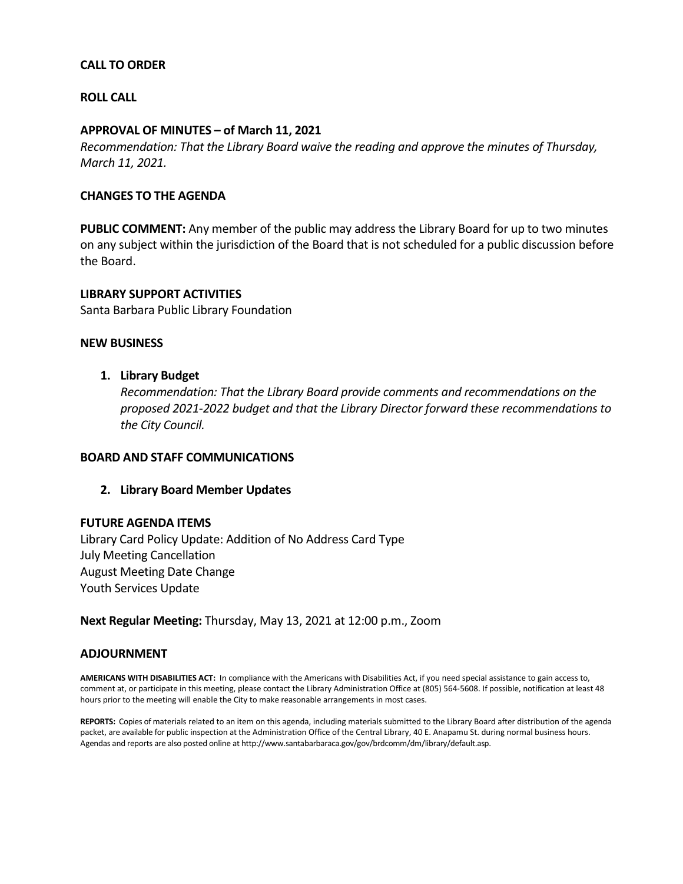**CALL TO ORDER**

**ROLL CALL**

**APPROVAL OF MINUTES – of March 11, 2021**

*Recommendation: That the Library Board waive the reading and approve the minutes of Thursday, March 11, 2021.*

**CHANGES TO THE AGENDA**

**PUBLIC COMMENT:** Any member of the public may address the Library Board for up to two minutes on any subject within the jurisdiction of the Board that is not scheduled for a public discussion before the Board.

**LIBRARY SUPPORT ACTIVITIES**

Santa Barbara Public Library Foundation

**NEW BUSINESS**

1. **Library Budget**

   *Recommendation: That the Library Board provide comments and recommendations on the proposed 2021-2022 budget and that the Library Director forward these recommendations to the City Council.*

**BOARD AND STAFF COMMUNICATIONS**

2. **Library Board Member Updates**

**FUTURE AGENDA ITEMS**

Library Card Policy Update: Addition of No Address Card Type
July Meeting Cancellation
August Meeting Date Change
Youth Services Update

**Next Regular Meeting:** Thursday, May 13, 2021 at 12:00 p.m., Zoom

**ADJOURNMENT**

**AMERICANS WITH DISABILITIES ACT:** In compliance with the Americans with Disabilities Act, if you need special assistance to gain access to, comment at, or participate in this meeting, please contact the Library Administration Office at (805) 564-5608. If possible, notification at least 48 hours prior to the meeting will enable the City to make reasonable arrangements in most cases.

**REPORTS:** Copies of materials related to an item on this agenda, including materials submitted to the Library Board after distribution of the agenda packet, are available for public inspection at the Administration Office of the Central Library, 40 E. Anapamu St. during normal business hours. Agendas and reports are also posted online at http://www.santabarbaraca.gov/gov/brdcomm/dm/library/default.asp.